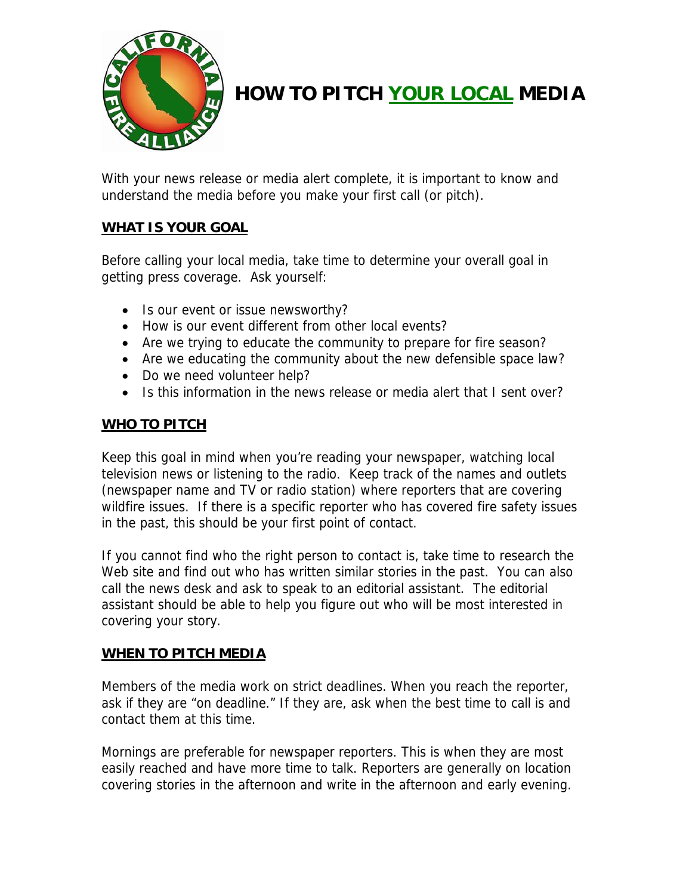# HOW TO PITCH YOUR LOCAL MEDIA

With your news release or media alert complete, it is important to know and understand the media before you make your first call (or pitch).

## WHAT IS YOUR GOAL

Before calling your local media, take time to determine your overall goal in getting press coverage. Ask yourself:

- Is our event or issue newsworthy?
- How is our event different from other local events?
- Are we trying to educate the community to prepare for fire season?
- Are we educating the community about the new defensible space law?
- Do we need volunteer help?
- Is this information in the news release or media alert that I sent over?

## WHO TO PITCH

Keep this goal in mind when you're reading your newspaper, watching local television news or listening to the radio. Keep track of the names and outlets (newspaper name and TV or radio station) where reporters that are covering wildfire issues. If there is a specific reporter who has covered fire safety issues in the past, this should be your first point of contact.

If you cannot find who the right person to contact is, take time to research the Web site and find out who has written similar stories in the past. You can also call the news desk and ask to speak to an editorial assistant. The editorial assistant should be able to help you figure out who will be most interested in covering your story.

## WHEN TO PITCH MEDIA

Members of the media work on strict deadlines. When you reach the reporter, ask if they are "on deadline." If they are, ask when the best time to call is and contact them at this time.

Mornings are preferable for newspaper reporters. This is when they are most easily reached and have more time to talk. Reporters are generally on location covering stories in the afternoon and write in the afternoon and early evening.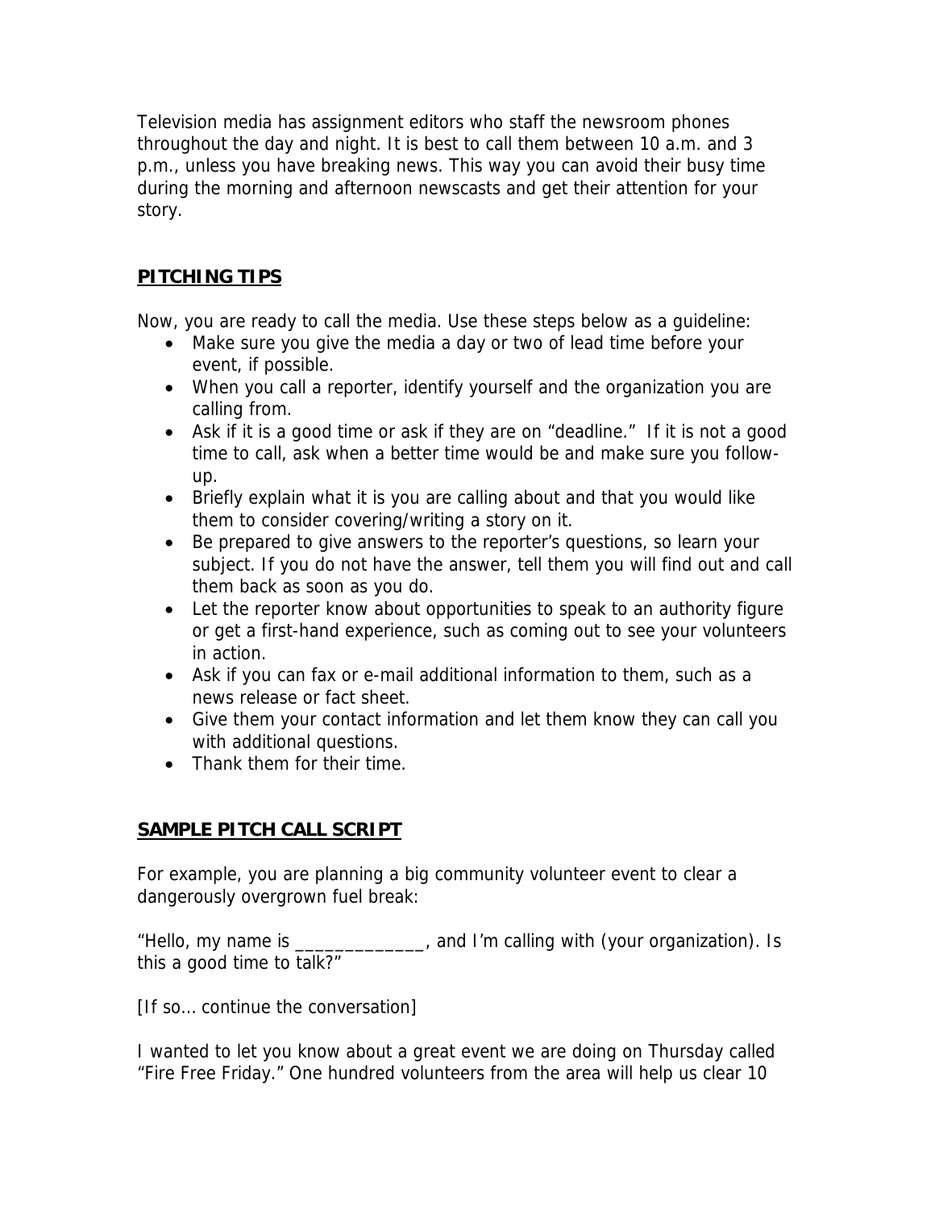Television media has assignment editors who staff the newsroom phones throughout the day and night. It is best to call them between 10 a.m. and 3 p.m., unless you have breaking news. This way you can avoid their busy time during the morning and afternoon newscasts and get their attention for your story.

## **PITCHING TIPS**

Now, you are ready to call the media. Use these steps below as a guideline:

- Make sure you give the media a day or two of lead time before your event, if possible.
- When you call a reporter, identify yourself and the organization you are calling from.
- Ask if it is a good time or ask if they are on "deadline." If it is not a good time to call, ask when a better time would be and make sure you follow-up.
- Briefly explain what it is you are calling about and that you would like them to consider covering/writing a story on it.
- Be prepared to give answers to the reporter's questions, so learn your subject. If you do not have the answer, tell them you will find out and call them back as soon as you do.
- Let the reporter know about opportunities to speak to an authority figure or get a first-hand experience, such as coming out to see your volunteers in action.
- Ask if you can fax or e-mail additional information to them, such as a news release or fact sheet.
- Give them your contact information and let them know they can call you with additional questions.
- Thank them for their time.

## **SAMPLE PITCH CALL SCRIPT**

For example, you are planning a big community volunteer event to clear a dangerously overgrown fuel break:

"Hello, my name is _____________, and I'm calling with (your organization). Is this a good time to talk?"

[If so… continue the conversation]

I wanted to let you know about a great event we are doing on Thursday called "Fire Free Friday." One hundred volunteers from the area will help us clear 10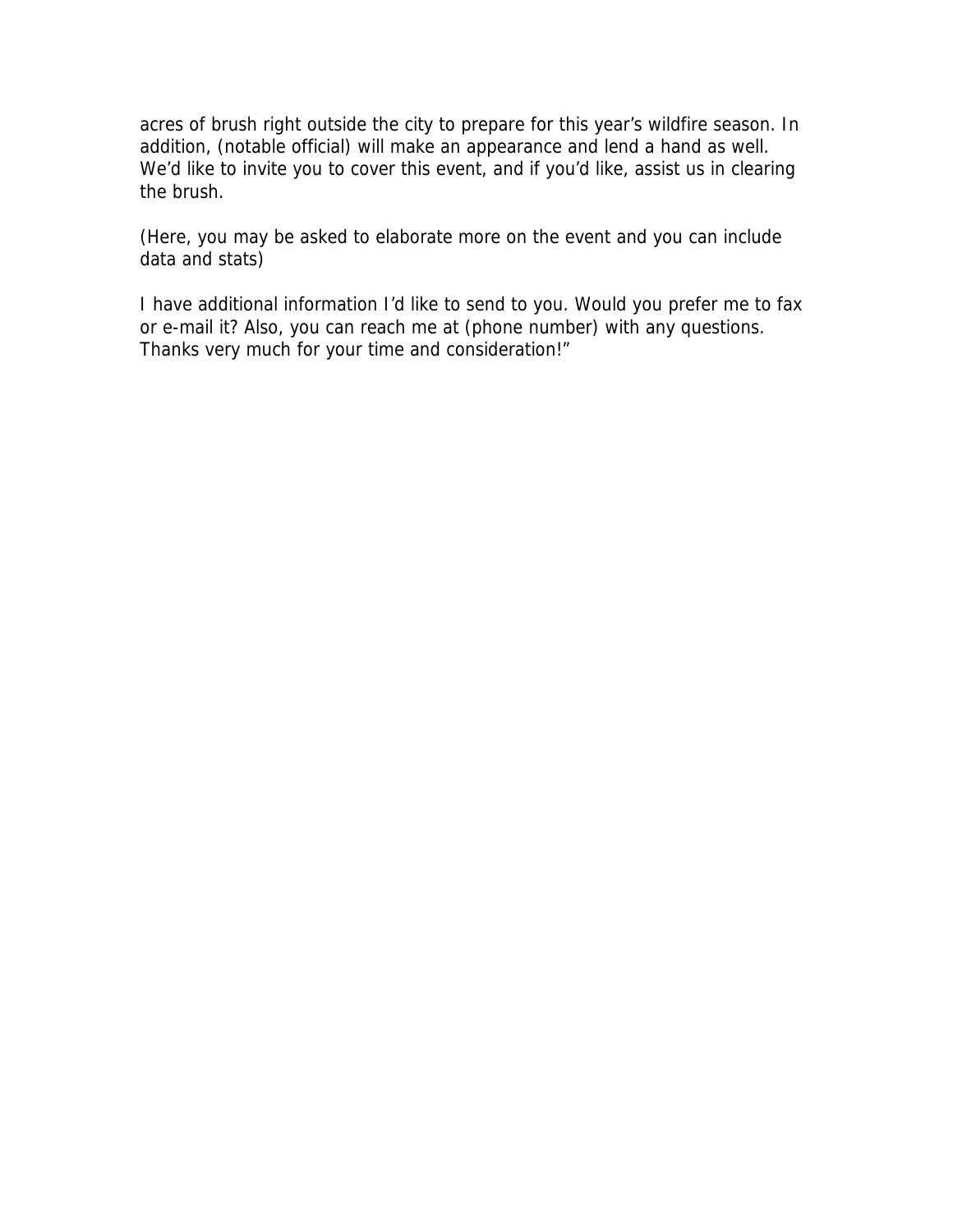acres of brush right outside the city to prepare for this year's wildfire season. In addition, (notable official) will make an appearance and lend a hand as well. We'd like to invite you to cover this event, and if you'd like, assist us in clearing the brush.

(Here, you may be asked to elaborate more on the event and you can include data and stats)

I have additional information I'd like to send to you. Would you prefer me to fax or e-mail it? Also, you can reach me at (phone number) with any questions. Thanks very much for your time and consideration!"